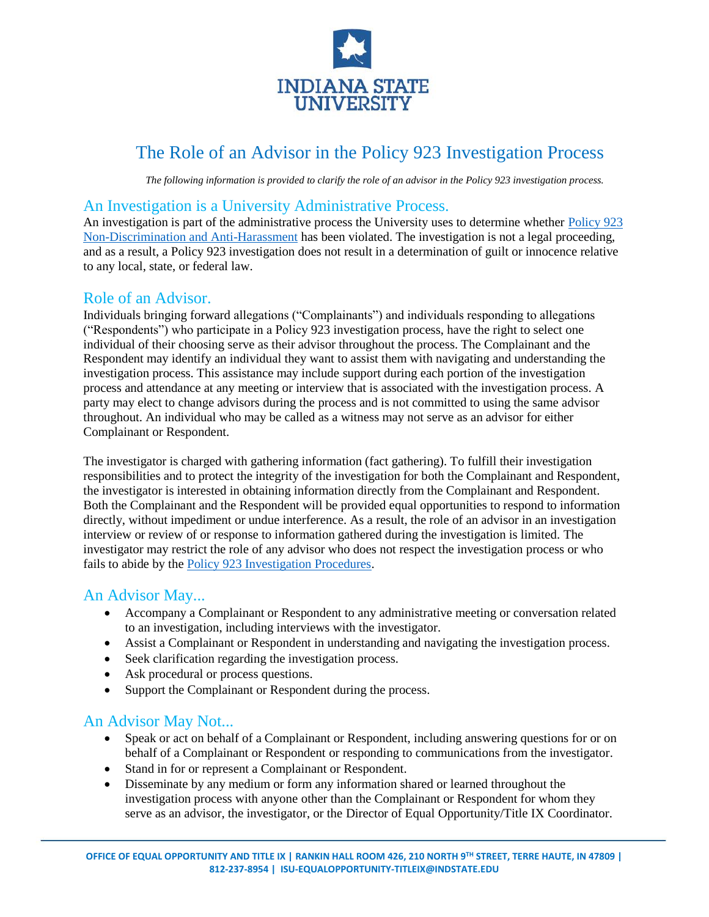INDIANA STATE UNIVERSITY

# The Role of an Advisor in the Policy 923 Investigation Process

*The following information is provided to clarify the role of an advisor in the Policy 923 investigation process.*

## An Investigation is a University Administrative Process.

An investigation is part of the administrative process the University uses to determine whether Policy 923 Non-Discrimination and Anti-Harassment has been violated. The investigation is not a legal proceeding, and as a result, a Policy 923 investigation does not result in a determination of guilt or innocence relative to any local, state, or federal law.

## Role of an Advisor.

Individuals bringing forward allegations ("Complainants") and individuals responding to allegations ("Respondents") who participate in a Policy 923 investigation process, have the right to select one individual of their choosing serve as their advisor throughout the process. The Complainant and the Respondent may identify an individual they want to assist them with navigating and understanding the investigation process. This assistance may include support during each portion of the investigation process and attendance at any meeting or interview that is associated with the investigation process. A party may elect to change advisors during the process and is not committed to using the same advisor throughout. An individual who may be called as a witness may not serve as an advisor for either Complainant or Respondent.

The investigator is charged with gathering information (fact gathering). To fulfill their investigation responsibilities and to protect the integrity of the investigation for both the Complainant and Respondent, the investigator is interested in obtaining information directly from the Complainant and Respondent. Both the Complainant and the Respondent will be provided equal opportunities to respond to information directly, without impediment or undue interference. As a result, the role of an advisor in an investigation interview or review of or response to information gathered during the investigation is limited. The investigator may restrict the role of any advisor who does not respect the investigation process or who fails to abide by the Policy 923 Investigation Procedures.

## An Advisor May...

- Accompany a Complainant or Respondent to any administrative meeting or conversation related to an investigation, including interviews with the investigator.
- Assist a Complainant or Respondent in understanding and navigating the investigation process.
- Seek clarification regarding the investigation process.
- Ask procedural or process questions.
- Support the Complainant or Respondent during the process.

## An Advisor May Not...

- Speak or act on behalf of a Complainant or Respondent, including answering questions for or on behalf of a Complainant or Respondent or responding to communications from the investigator.
- Stand in for or represent a Complainant or Respondent.
- Disseminate by any medium or form any information shared or learned throughout the investigation process with anyone other than the Complainant or Respondent for whom they serve as an advisor, the investigator, or the Director of Equal Opportunity/Title IX Coordinator.

OFFICE OF EQUAL OPPORTUNITY AND TITLE IX | RANKIN HALL ROOM 426, 210 NORTH 9TH STREET, TERRE HAUTE, IN 47809 | 812-237-8954 | ISU-EQUALOPPORTUNITY-TITLEIX@INDSTATE.EDU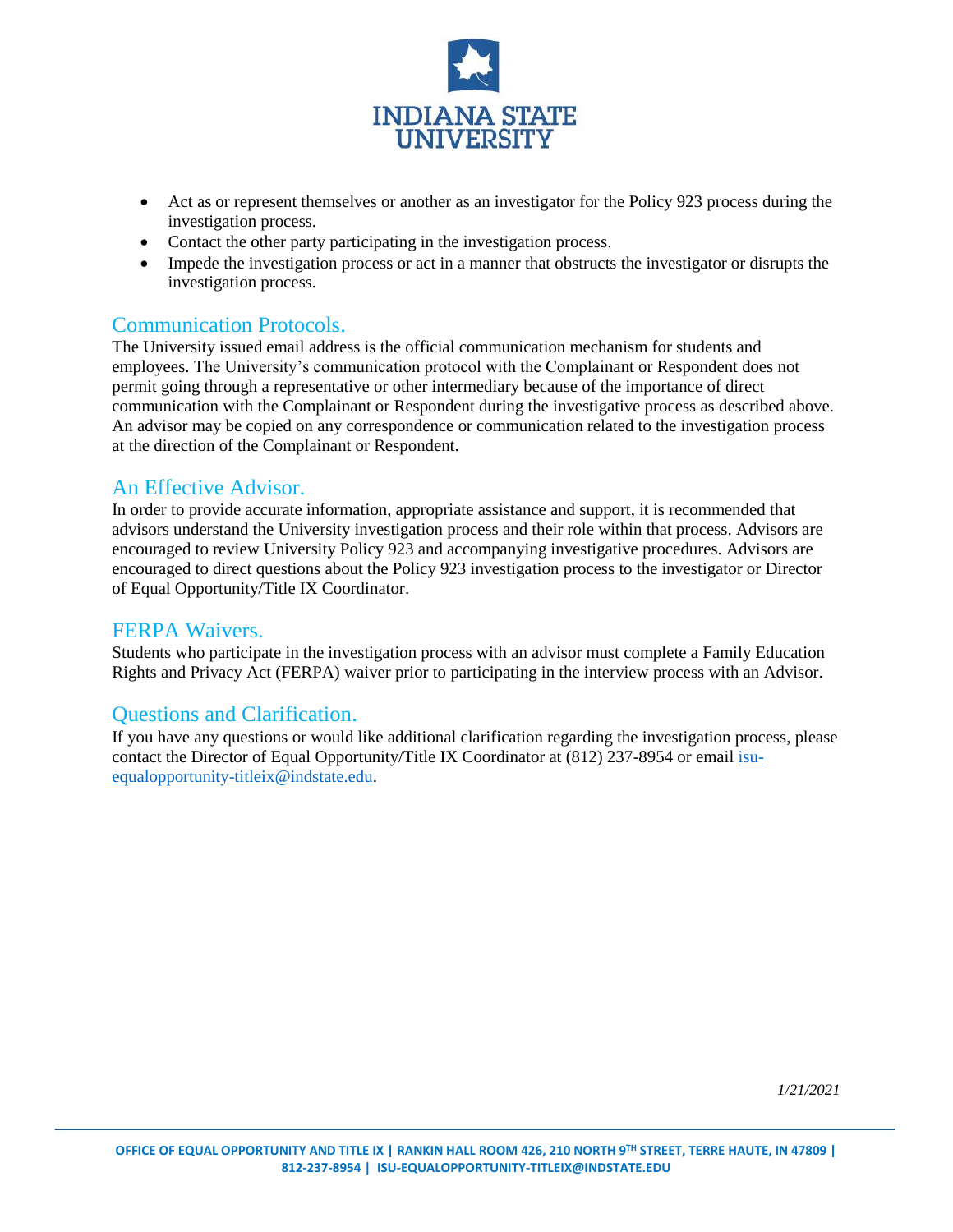- Act as or represent themselves or another as an investigator for the Policy 923 process during the investigation process.
- Contact the other party participating in the investigation process.
- Impede the investigation process or act in a manner that obstructs the investigator or disrupts the investigation process.

## Communication Protocols.

The University issued email address is the official communication mechanism for students and employees. The University's communication protocol with the Complainant or Respondent does not permit going through a representative or other intermediary because of the importance of direct communication with the Complainant or Respondent during the investigative process as described above. An advisor may be copied on any correspondence or communication related to the investigation process at the direction of the Complainant or Respondent.

## An Effective Advisor.

In order to provide accurate information, appropriate assistance and support, it is recommended that advisors understand the University investigation process and their role within that process. Advisors are encouraged to review University Policy 923 and accompanying investigative procedures. Advisors are encouraged to direct questions about the Policy 923 investigation process to the investigator or Director of Equal Opportunity/Title IX Coordinator.

## FERPA Waivers.

Students who participate in the investigation process with an advisor must complete a Family Education Rights and Privacy Act (FERPA) waiver prior to participating in the interview process with an Advisor.

## Questions and Clarification.

If you have any questions or would like additional clarification regarding the investigation process, please contact the Director of Equal Opportunity/Title IX Coordinator at (812) 237-8954 or email isu-equalopportunity-titleix@indstate.edu.

*1/21/2021*